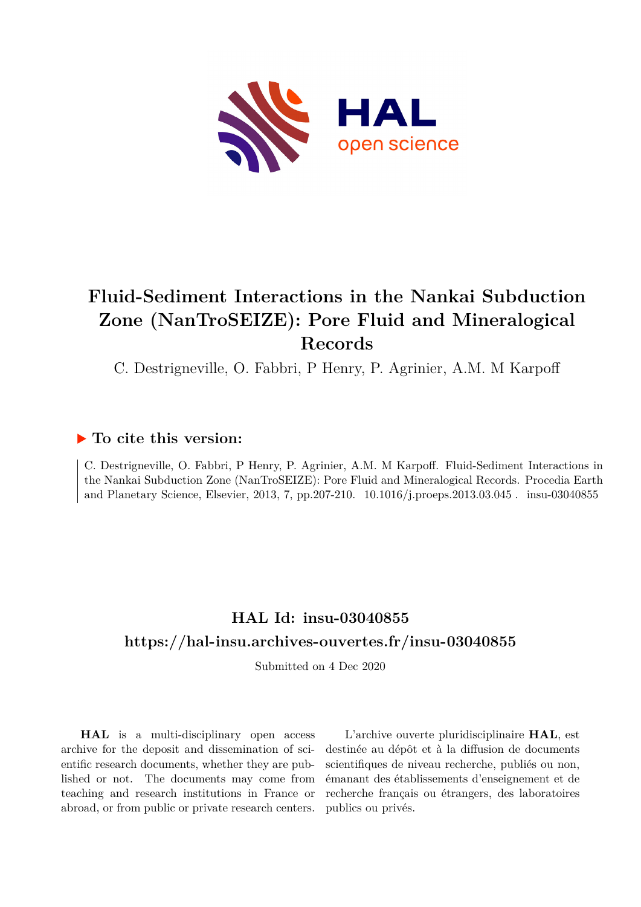# Fluid-Sediment Interactions in the Nankai Subduction Zone (NanTroSEIZE): Pore Fluid and Mineralogical Records

C. Destrigneville, O. Fabbri, P Henry, P. Agrinier, A.M. M Karpoff

## ▶ To cite this version:

C. Destrigneville, O. Fabbri, P Henry, P. Agrinier, A.M. M Karpoff. Fluid-Sediment Interactions in the Nankai Subduction Zone (NanTroSEIZE): Pore Fluid and Mineralogical Records. Procedia Earth and Planetary Science, Elsevier, 2013, 7, pp.207-210. 10.1016/j.proeps.2013.03.045 . insu-03040855

## HAL Id: insu-03040855

## https://hal-insu.archives-ouvertes.fr/insu-03040855

Submitted on 4 Dec 2020

**HAL** is a multi-disciplinary open access archive for the deposit and dissemination of scientific research documents, whether they are published or not. The documents may come from teaching and research institutions in France or abroad, or from public or private research centers.

L'archive ouverte pluridisciplinaire **HAL**, est destinée au dépôt et à la diffusion de documents scientifiques de niveau recherche, publiés ou non, émanant des établissements d'enseignement et de recherche français ou étrangers, des laboratoires publics ou privés.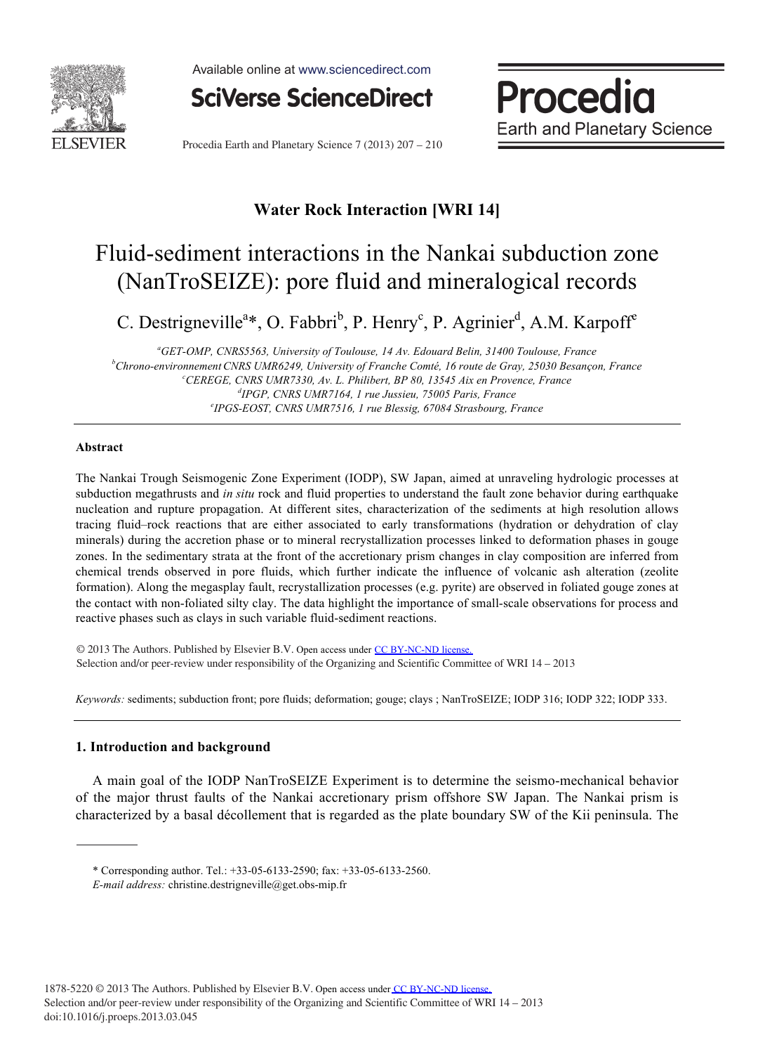Water Rock Interaction [WRI 14]

# Fluid-sediment interactions in the Nankai subduction zone (NanTroSEIZE): pore fluid and mineralogical records

C. Destrigneville[a]*, O. Fabbri[b], P. Henry[c], P. Agrinier[d], A.M. Karpoff[e]

[a]GET-OMP, CNRS5563, University of Toulouse, 14 Av. Edouard Belin, 31400 Toulouse, France
[b]Chrono-environnement CNRS UMR6249, University of Franche Comté, 16 route de Gray, 25030 Besançon, France
[c]CEREGE, CNRS UMR7330, Av. L. Philibert, BP 80, 13545 Aix en Provence, France
[d]IPGP, CNRS UMR7164, 1 rue Jussieu, 75005 Paris, France
[e]IPGS-EOST, CNRS UMR7516, 1 rue Blessig, 67084 Strasbourg, France

## Abstract

The Nankai Trough Seismogenic Zone Experiment (IODP), SW Japan, aimed at unraveling hydrologic processes at subduction megathrusts and *in situ* rock and fluid properties to understand the fault zone behavior during earthquake nucleation and rupture propagation. At different sites, characterization of the sediments at high resolution allows tracing fluid–rock reactions that are either associated to early transformations (hydration or dehydration of clay minerals) during the accretion phase or to mineral recrystallization processes linked to deformation phases in gouge zones. In the sedimentary strata at the front of the accretionary prism changes in clay composition are inferred from chemical trends observed in pore fluids, which further indicate the influence of volcanic ash alteration (zeolite formation). Along the megasplay fault, recrystallization processes (e.g. pyrite) are observed in foliated gouge zones at the contact with non-foliated silty clay. The data highlight the importance of small-scale observations for process and reactive phases such as clays in such variable fluid-sediment reactions.

© 2013 The Authors. Published by Elsevier B.V. Open access under CC BY-NC-ND license.
Selection and/or peer-review under responsibility of the Organizing and Scientific Committee of WRI 14 – 2013

*Keywords:* sediments; subduction front; pore fluids; deformation; gouge; clays ; NanTroSEIZE; IODP 316; IODP 322; IODP 333.

## 1. Introduction and background

A main goal of the IODP NanTroSEIZE Experiment is to determine the seismo-mechanical behavior of the major thrust faults of the Nankai accretionary prism offshore SW Japan. The Nankai prism is characterized by a basal décollement that is regarded as the plate boundary SW of the Kii peninsula. The

\* Corresponding author. Tel.: +33-05-6133-2590; fax: +33-05-6133-2560.
*E-mail address:* christine.destrigneville@get.obs-mip.fr

1878-5220 © 2013 The Authors. Published by Elsevier B.V. Open access under CC BY-NC-ND license.
Selection and/or peer-review under responsibility of the Organizing and Scientific Committee of WRI 14 – 2013
doi:10.1016/j.proeps.2013.03.045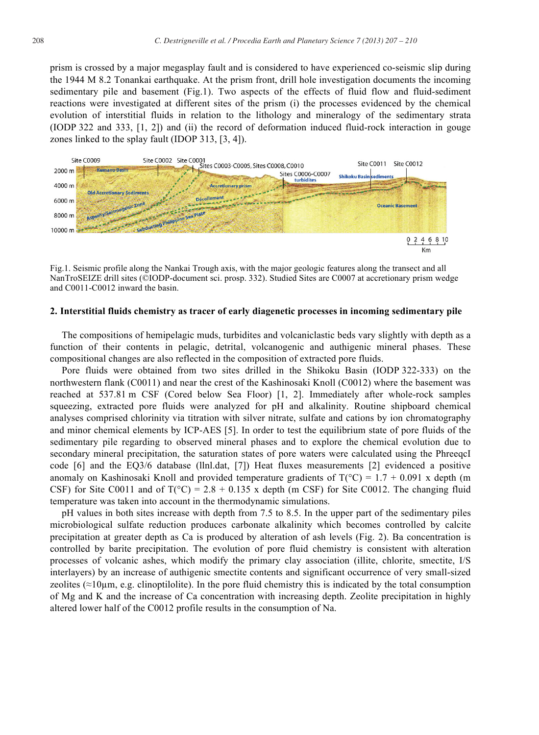prism is crossed by a major megasplay fault and is considered to have experienced co-seismic slip during the 1944 M 8.2 Tonankai earthquake. At the prism front, drill hole investigation documents the incoming sedimentary pile and basement (Fig.1). Two aspects of the effects of fluid flow and fluid-sediment reactions were investigated at different sites of the prism (i) the processes evidenced by the chemical evolution of interstitial fluids in relation to the lithology and mineralogy of the sedimentary strata (IODP 322 and 333, [1, 2]) and (ii) the record of deformation induced fluid-rock interaction in gouge zones linked to the splay fault (IDOP 313, [3, 4]).

Fig.1. Seismic profile along the Nankai Trough axis, with the major geologic features along the transect and all NanTroSEIZE drill sites (©IODP-document sci. prosp. 332). Studied Sites are C0007 at accretionary prism wedge and C0011-C0012 inward the basin.

## 2. Interstitial fluids chemistry as tracer of early diagenetic processes in incoming sedimentary pile

The compositions of hemipelagic muds, turbidites and volcaniclastic beds vary slightly with depth as a function of their contents in pelagic, detrital, volcanogenic and authigenic mineral phases. These compositional changes are also reflected in the composition of extracted pore fluids.

Pore fluids were obtained from two sites drilled in the Shikoku Basin (IODP 322-333) on the northwestern flank (C0011) and near the crest of the Kashinosaki Knoll (C0012) where the basement was reached at 537.81 m CSF (Cored below Sea Floor) [1, 2]. Immediately after whole-rock samples squeezing, extracted pore fluids were analyzed for pH and alkalinity. Routine shipboard chemical analyses comprised chlorinity via titration with silver nitrate, sulfate and cations by ion chromatography and minor chemical elements by ICP-AES [5]. In order to test the equilibrium state of pore fluids of the sedimentary pile regarding to observed mineral phases and to explore the chemical evolution due to secondary mineral precipitation, the saturation states of pore waters were calculated using the PhreeqcI code [6] and the EQ3/6 database (llnl.dat, [7]) Heat fluxes measurements [2] evidenced a positive anomaly on Kashinosaki Knoll and provided temperature gradients of $T(°C) = 1.7 + 0.091 \times$ depth (m CSF) for Site C0011 and of $T(°C) = 2.8 + 0.135 \times$ depth (m CSF) for Site C0012. The changing fluid temperature was taken into account in the thermodynamic simulations.

pH values in both sites increase with depth from 7.5 to 8.5. In the upper part of the sedimentary piles microbiological sulfate reduction produces carbonate alkalinity which becomes controlled by calcite precipitation at greater depth as Ca is produced by alteration of ash levels (Fig. 2). Ba concentration is controlled by barite precipitation. The evolution of pore fluid chemistry is consistent with alteration processes of volcanic ashes, which modify the primary clay association (illite, chlorite, smectite, I/S interlayers) by an increase of authigenic smectite contents and significant occurrence of very small-sized zeolites (≈10µm, e.g. clinoptilolite). In the pore fluid chemistry this is indicated by the total consumption of Mg and K and the increase of Ca concentration with increasing depth. Zeolite precipitation in highly altered lower half of the C0012 profile results in the consumption of Na.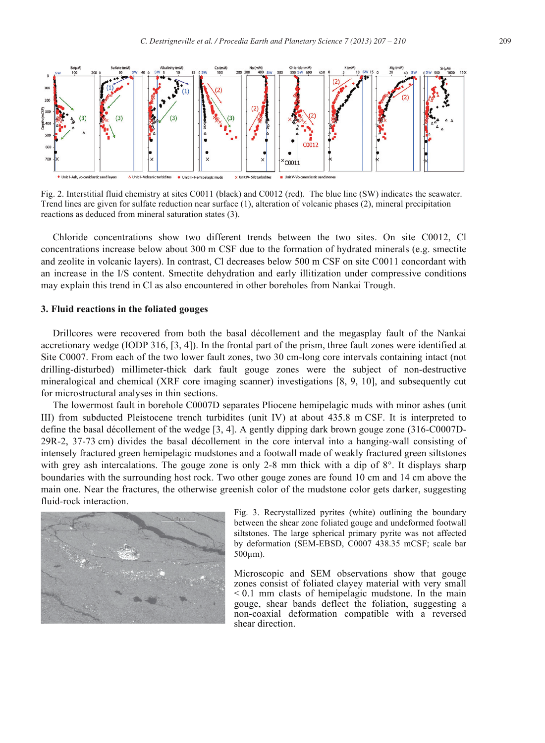Fig. 2. Interstitial fluid chemistry at sites C0011 (black) and C0012 (red). The blue line (SW) indicates the seawater. Trend lines are given for sulfate reduction near surface (1), alteration of volcanic phases (2), mineral precipitation reactions as deduced from mineral saturation states (3).

Chloride concentrations show two different trends between the two sites. On site C0012, Cl concentrations increase below about 300 m CSF due to the formation of hydrated minerals (e.g. smectite and zeolite in volcanic layers). In contrast, Cl decreases below 500 m CSF on site C0011 concordant with an increase in the I/S content. Smectite dehydration and early illitization under compressive conditions may explain this trend in Cl as also encountered in other boreholes from Nankai Trough.

## 3. Fluid reactions in the foliated gouges

Drillcores were recovered from both the basal décollement and the megasplay fault of the Nankai accretionary wedge (IODP 316, [3, 4]). In the frontal part of the prism, three fault zones were identified at Site C0007. From each of the two lower fault zones, two 30 cm-long core intervals containing intact (not drilling-disturbed) millimeter-thick dark fault gouge zones were the subject of non-destructive mineralogical and chemical (XRF core imaging scanner) investigations [8, 9, 10], and subsequently cut for microstructural analyses in thin sections.

The lowermost fault in borehole C0007D separates Pliocene hemipelagic muds with minor ashes (unit III) from subducted Pleistocene trench turbidites (unit IV) at about 435.8 m CSF. It is interpreted to define the basal décollement of the wedge [3, 4]. A gently dipping dark brown gouge zone (316-C0007D-29R-2, 37-73 cm) divides the basal décollement in the core interval into a hanging-wall consisting of intensely fractured green hemipelagic mudstones and a footwall made of weakly fractured green siltstones with grey ash intercalations. The gouge zone is only 2-8 mm thick with a dip of 8°. It displays sharp boundaries with the surrounding host rock. Two other gouge zones are found 10 cm and 14 cm above the main one. Near the fractures, the otherwise greenish color of the mudstone color gets darker, suggesting fluid-rock interaction.

Fig. 3. Recrystallized pyrites (white) outlining the boundary between the shear zone foliated gouge and undeformed footwall siltstones. The large spherical primary pyrite was not affected by deformation (SEM-EBSD, C0007 438.35 mCSF; scale bar 500µm).

Microscopic and SEM observations show that gouge zones consist of foliated clayey material with very small < 0.1 mm clasts of hemipelagic mudstone. In the main gouge, shear bands deflect the foliation, suggesting a non-coaxial deformation compatible with a reversed shear direction.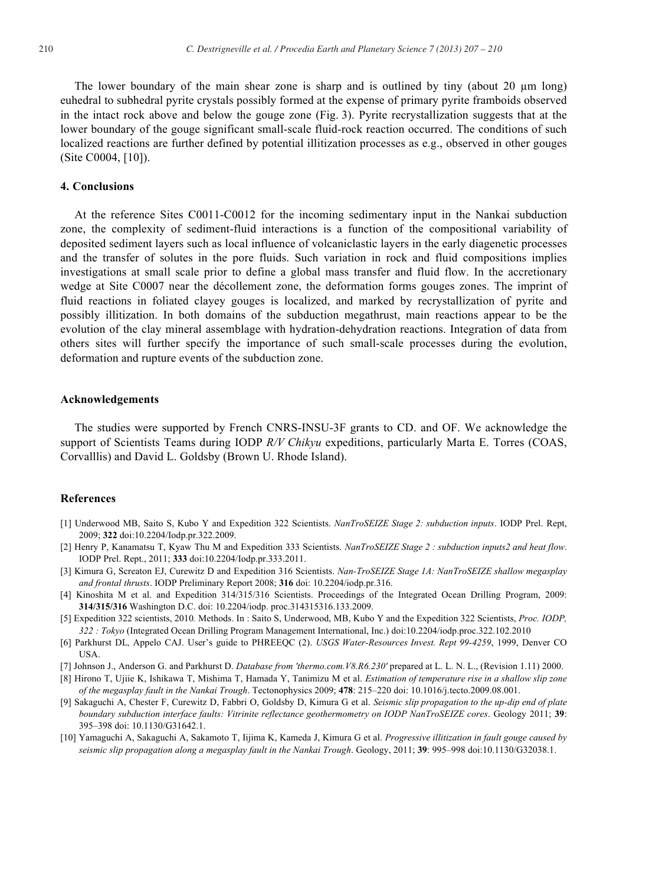The lower boundary of the main shear zone is sharp and is outlined by tiny (about 20 µm long) euhedral to subhedral pyrite crystals possibly formed at the expense of primary pyrite framboids observed in the intact rock above and below the gouge zone (Fig. 3). Pyrite recrystallization suggests that at the lower boundary of the gouge significant small-scale fluid-rock reaction occurred. The conditions of such localized reactions are further defined by potential illitization processes as e.g., observed in other gouges (Site C0004, [10]).

## 4. Conclusions

At the reference Sites C0011-C0012 for the incoming sedimentary input in the Nankai subduction zone, the complexity of sediment-fluid interactions is a function of the compositional variability of deposited sediment layers such as local influence of volcaniclastic layers in the early diagenetic processes and the transfer of solutes in the pore fluids. Such variation in rock and fluid compositions implies investigations at small scale prior to define a global mass transfer and fluid flow. In the accretionary wedge at Site C0007 near the décollement zone, the deformation forms gouges zones. The imprint of fluid reactions in foliated clayey gouges is localized, and marked by recrystallization of pyrite and possibly illitization. In both domains of the subduction megathrust, main reactions appear to be the evolution of the clay mineral assemblage with hydration-dehydration reactions. Integration of data from others sites will further specify the importance of such small-scale processes during the evolution, deformation and rupture events of the subduction zone.

## Acknowledgements

The studies were supported by French CNRS-INSU-3F grants to CD. and OF. We acknowledge the support of Scientists Teams during IODP *R/V Chikyu* expeditions, particularly Marta E. Torres (COAS, Corvalllis) and David L. Goldsby (Brown U. Rhode Island).

## References

[1] Underwood MB, Saito S, Kubo Y and Expedition 322 Scientists. *NanTroSEIZE Stage 2: subduction inputs*. IODP Prel. Rept, 2009; **322** doi:10.2204/Iodp.pr.322.2009.

[2] Henry P, Kanamatsu T, Kyaw Thu M and Expedition 333 Scientists. *NanTroSEIZE Stage 2 : subduction inputs2 and heat flow*. IODP Prel. Rept., 2011; **333** doi:10.2204/Iodp.pr.333.2011.

[3] Kimura G, Screaton EJ, Curewitz D and Expedition 316 Scientists. *Nan-TroSEIZE Stage 1A: NanTroSEIZE shallow megasplay and frontal thrusts*. IODP Preliminary Report 2008; **316** doi: 10.2204/iodp.pr.316.

[4] Kinoshita M et al. and Expedition 314/315/316 Scientists. Proceedings of the Integrated Ocean Drilling Program, 2009: **314/315/316** Washington D.C. doi: 10.2204/iodp. proc.314315316.133.2009.

[5] Expedition 322 scientists, 2010*.* Methods. In : Saito S, Underwood, MB, Kubo Y and the Expedition 322 Scientists, *Proc. IODP, 322 : Tokyo* (Integrated Ocean Drilling Program Management International, Inc.) doi:10.2204/iodp.proc.322.102.2010

[6] Parkhurst DL*,* Appelo CAJ. User's guide to PHREEQC (2). *USGS Water-Resources Invest. Rept 99-4259*, 1999, Denver CO USA.

[7] Johnson J., Anderson G. and Parkhurst D. *Database from 'thermo.com.V8.R6.230'* prepared at L. L. N. L., (Revision 1.11) 2000.

[8] Hirono T, Ujiie K, Ishikawa T, Mishima T, Hamada Y, Tanimizu M et al. *Estimation of temperature rise in a shallow slip zone of the megasplay fault in the Nankai Trough*. Tectonophysics 2009; **478**: 215–220 doi: 10.1016/j.tecto.2009.08.001.

[9] Sakaguchi A, Chester F, Curewitz D, Fabbri O, Goldsby D, Kimura G et al. *Seismic slip propagation to the up-dip end of plate boundary subduction interface faults: Vitrinite reflectance geothermometry on IODP NanTroSEIZE cores*. Geology 2011; **39**: 395–398 doi: 10.1130/G31642.1.

[10] Yamaguchi A, Sakaguchi A, Sakamoto T, Iijima K, Kameda J, Kimura G et al. *Progressive illitization in fault gouge caused by seismic slip propagation along a megasplay fault in the Nankai Trough*. Geology, 2011; **39**: 995–998 doi:10.1130/G32038.1.